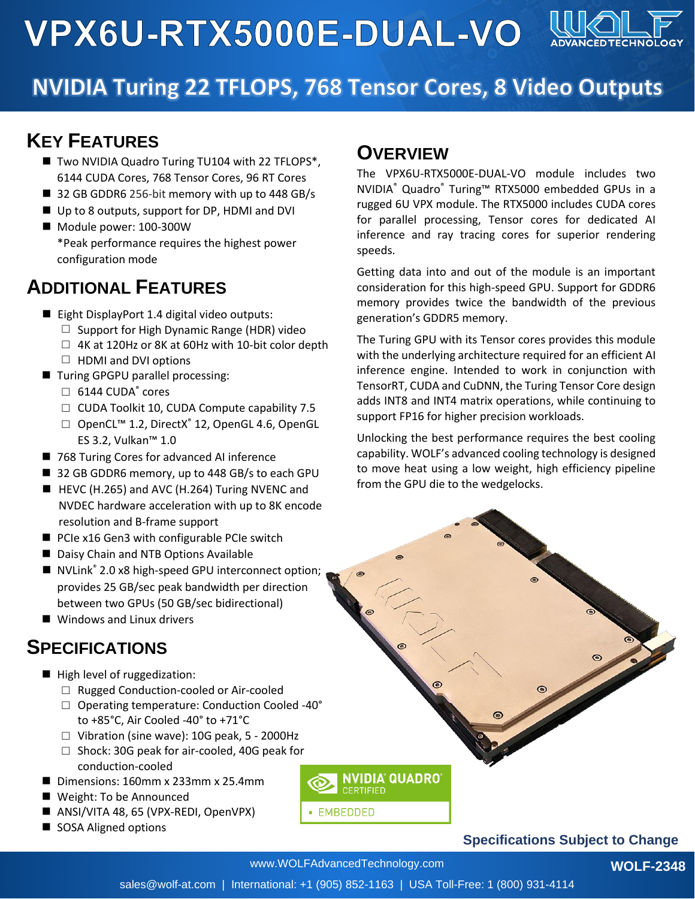# VPX6U-RTX5000E-DUAL-VO

## NVIDIA Turing 22 TFLOPS, 768 Tensor Cores, 8 Video Outputs

## Key Features

- Two NVIDIA Quadro Turing TU104 with 22 TFLOPS*, 6144 CUDA Cores, 768 Tensor Cores, 96 RT Cores
- 32 GB GDDR6 256-bit memory with up to 448 GB/s
- Up to 8 outputs, support for DP, HDMI and DVI
- Module power: 100-300W
  *Peak performance requires the highest power configuration mode

## Additional Features

- Eight DisplayPort 1.4 digital video outputs:
  - Support for High Dynamic Range (HDR) video
  - 4K at 120Hz or 8K at 60Hz with 10-bit color depth
  - HDMI and DVI options
- Turing GPGPU parallel processing:
  - 6144 CUDA® cores
  - CUDA Toolkit 10, CUDA Compute capability 7.5
  - OpenCL™ 1.2, DirectX® 12, OpenGL 4.6, OpenGL ES 3.2, Vulkan™ 1.0
- 768 Turing Cores for advanced AI inference
- 32 GB GDDR6 memory, up to 448 GB/s to each GPU
- HEVC (H.265) and AVC (H.264) Turing NVENC and NVDEC hardware acceleration with up to 8K encode resolution and B-frame support
- PCIe x16 Gen3 with configurable PCIe switch
- Daisy Chain and NTB Options Available
- NVLink® 2.0 x8 high-speed GPU interconnect option; provides 25 GB/sec peak bandwidth per direction between two GPUs (50 GB/sec bidirectional)
- Windows and Linux drivers

## Specifications

- High level of ruggedization:
  - Rugged Conduction-cooled or Air-cooled
  - Operating temperature: Conduction Cooled -40° to +85°C, Air Cooled -40° to +71°C
  - Vibration (sine wave): 10G peak, 5 - 2000Hz
  - Shock: 30G peak for air-cooled, 40G peak for conduction-cooled
- Dimensions: 160mm x 233mm x 25.4mm
- Weight: To be Announced
- ANSI/VITA 48, 65 (VPX-REDI, OpenVPX)
- SOSA Aligned options

## Overview

The VPX6U-RTX5000E-DUAL-VO module includes two NVIDIA® Quadro® Turing™ RTX5000 embedded GPUs in a rugged 6U VPX module. The RTX5000 includes CUDA cores for parallel processing, Tensor cores for dedicated AI inference and ray tracing cores for superior rendering speeds.

Getting data into and out of the module is an important consideration for this high-speed GPU. Support for GDDR6 memory provides twice the bandwidth of the previous generation's GDDR5 memory.

The Turing GPU with its Tensor cores provides this module with the underlying architecture required for an efficient AI inference engine. Intended to work in conjunction with TensorRT, CUDA and CuDNN, the Turing Tensor Core design adds INT8 and INT4 matrix operations, while continuing to support FP16 for higher precision workloads.

Unlocking the best performance requires the best cooling capability. WOLF's advanced cooling technology is designed to move heat using a low weight, high efficiency pipeline from the GPU die to the wedgelocks.

NVIDIA® QUADRO® CERTIFIED
▪ EMBEDDED

**Specifications Subject to Change**

www.WOLFAdvancedTechnology.com

sales@wolf-at.com | International: +1 (905) 852-1163 | USA Toll-Free: 1 (800) 931-4114

WOLF-2348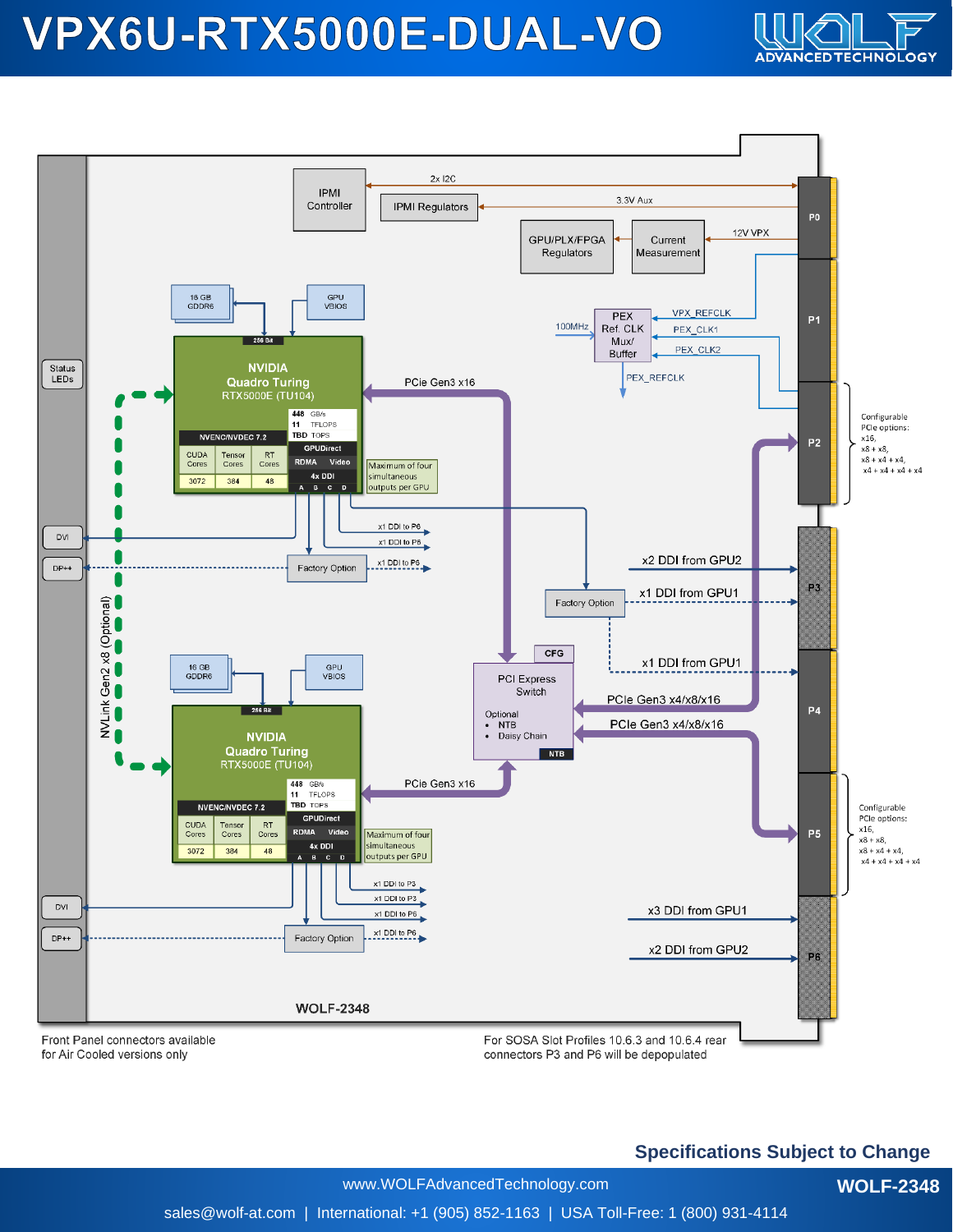# VPX6U-RTX5000E-DUAL-VO

IPMI Controller

IPMI Regulators

2x I2C

3.3V Aux

GPU/PLX/FPGA Regulators

Current Measurement

12V VPX

PEX Ref. CLK Mux/ Buffer

100MHz

VPX_REFCLK

PEX_CLK1

PEX_CLK2

PEX_REFCLK

P0

P1

P2

P3

P4

P5

P6

16 GB GDDR6

GPU VBIOS

256 Bit

NVIDIA Quadro Turing RTX5000E (TU104)

| 448 | GB/s |
|---|---|
| 11 | TFLOPS |
| TBD | TOPS |

NVENC/NVDEC 7.2

| CUDA Cores | Tensor Cores | RT Cores |
|---|---|---|
| 3072 | 384 | 48 |

GPUDirect

RDMA | Video

4x DDI

A B C D

Maximum of four simultaneous outputs per GPU

PCIe Gen3 x16

Status LEDs

DVI

DP++

Factory Option

x1 DDI to P6

x1 DDI to P6

x1 DDI to P6

x2 DDI from GPU2

x1 DDI from GPU1

x1 DDI from GPU1

NVLink Gen2 x8 (Optional)

CFG

PCI Express Switch

Optional
- NTB
- Daisy Chain

NTB

PCIe Gen3 x4/x8/x16

PCIe Gen3 x4/x8/x16

Configurable PCIe options: x16, x8 + x8, x8 + x4 + x4, x4 + x4 + x4 + x4

16 GB GDDR6

GPU VBIOS

256 Bit

NVIDIA Quadro Turing RTX5000E (TU104)

| 448 | GB/s |
|---|---|
| 11 | TFLOPS |
| TBD | TOPS |

NVENC/NVDEC 7.2

| CUDA Cores | Tensor Cores | RT Cores |
|---|---|---|
| 3072 | 384 | 48 |

GPUDirect

RDMA | Video

4x DDI

A B C D

Maximum of four simultaneous outputs per GPU

PCIe Gen3 x16

x1 DDI to P3

x1 DDI to P3

x1 DDI to P6

x1 DDI to P6

x3 DDI from GPU1

x2 DDI from GPU2

Configurable PCIe options: x16, x8 + x8, x8 + x4 + x4, x4 + x4 + x4 + x4

WOLF-2348

Front Panel connectors available for Air Cooled versions only

For SOSA Slot Profiles 10.6.3 and 10.6.4 rear connectors P3 and P6 will be depopulated

**Specifications Subject to Change**

www.WOLFAdvancedTechnology.com

sales@wolf-at.com | International: +1 (905) 852-1163 | USA Toll-Free: 1 (800) 931-4114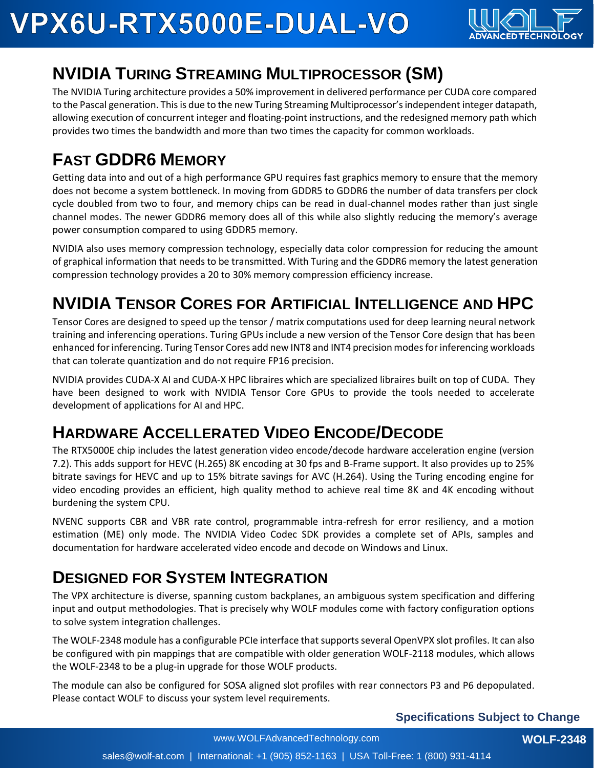## NVIDIA Turing Streaming Multiprocessor (SM)

The NVIDIA Turing architecture provides a 50% improvement in delivered performance per CUDA core compared to the Pascal generation. This is due to the new Turing Streaming Multiprocessor's independent integer datapath, allowing execution of concurrent integer and floating-point instructions, and the redesigned memory path which provides two times the bandwidth and more than two times the capacity for common workloads.

## Fast GDDR6 Memory

Getting data into and out of a high performance GPU requires fast graphics memory to ensure that the memory does not become a system bottleneck. In moving from GDDR5 to GDDR6 the number of data transfers per clock cycle doubled from two to four, and memory chips can be read in dual-channel modes rather than just single channel modes. The newer GDDR6 memory does all of this while also slightly reducing the memory's average power consumption compared to using GDDR5 memory.

NVIDIA also uses memory compression technology, especially data color compression for reducing the amount of graphical information that needs to be transmitted. With Turing and the GDDR6 memory the latest generation compression technology provides a 20 to 30% memory compression efficiency increase.

## NVIDIA Tensor Cores for Artificial Intelligence and HPC

Tensor Cores are designed to speed up the tensor / matrix computations used for deep learning neural network training and inferencing operations. Turing GPUs include a new version of the Tensor Core design that has been enhanced for inferencing. Turing Tensor Cores add new INT8 and INT4 precision modes for inferencing workloads that can tolerate quantization and do not require FP16 precision.

NVIDIA provides CUDA-X AI and CUDA-X HPC libraires which are specialized libraires built on top of CUDA. They have been designed to work with NVIDIA Tensor Core GPUs to provide the tools needed to accelerate development of applications for AI and HPC.

## Hardware Accellerated Video Encode/Decode

The RTX5000E chip includes the latest generation video encode/decode hardware acceleration engine (version 7.2). This adds support for HEVC (H.265) 8K encoding at 30 fps and B-Frame support. It also provides up to 25% bitrate savings for HEVC and up to 15% bitrate savings for AVC (H.264). Using the Turing encoding engine for video encoding provides an efficient, high quality method to achieve real time 8K and 4K encoding without burdening the system CPU.

NVENC supports CBR and VBR rate control, programmable intra-refresh for error resiliency, and a motion estimation (ME) only mode. The NVIDIA Video Codec SDK provides a complete set of APIs, samples and documentation for hardware accelerated video encode and decode on Windows and Linux.

## Designed for System Integration

The VPX architecture is diverse, spanning custom backplanes, an ambiguous system specification and differing input and output methodologies. That is precisely why WOLF modules come with factory configuration options to solve system integration challenges.

The WOLF-2348 module has a configurable PCIe interface that supports several OpenVPX slot profiles. It can also be configured with pin mappings that are compatible with older generation WOLF-2118 modules, which allows the WOLF-2348 to be a plug-in upgrade for those WOLF products.

The module can also be configured for SOSA aligned slot profiles with rear connectors P3 and P6 depopulated. Please contact WOLF to discuss your system level requirements.

**Specifications Subject to Change**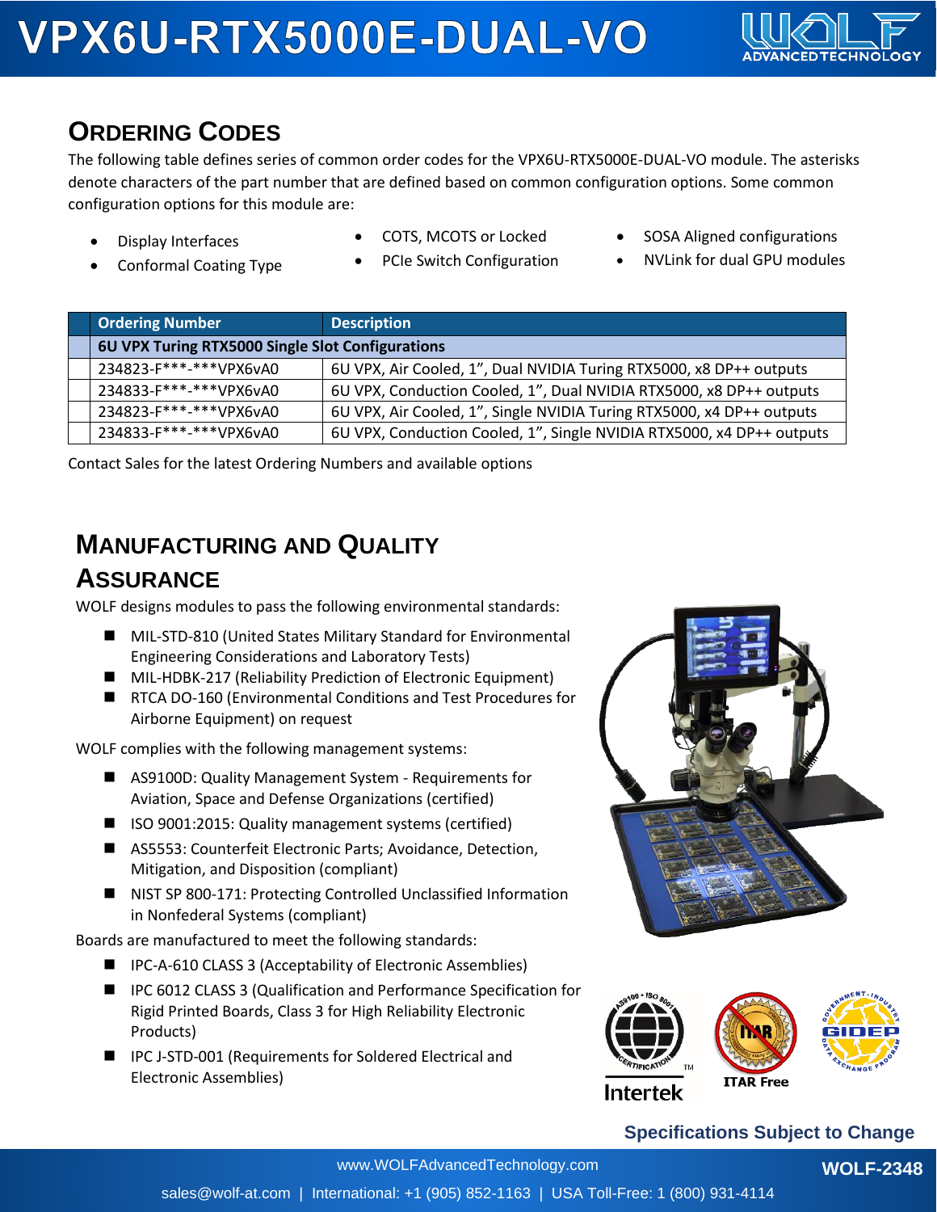## Ordering Codes

The following table defines series of common order codes for the VPX6U-RTX5000E-DUAL-VO module. The asterisks denote characters of the part number that are defined based on common configuration options. Some common configuration options for this module are:

- Display Interfaces
- Conformal Coating Type
- COTS, MCOTS or Locked
- PCIe Switch Configuration
- SOSA Aligned configurations
- NVLink for dual GPU modules

| | Ordering Number | Description |
|---|---|---|
| | **6U VPX Turing RTX5000 Single Slot Configurations** | |
| | 234823-F***-***VPX6vA0 | 6U VPX, Air Cooled, 1", Dual NVIDIA Turing RTX5000, x8 DP++ outputs |
| | 234833-F***-***VPX6vA0 | 6U VPX, Conduction Cooled, 1", Dual NVIDIA RTX5000, x8 DP++ outputs |
| | 234823-F***-***VPX6vA0 | 6U VPX, Air Cooled, 1", Single NVIDIA Turing RTX5000, x4 DP++ outputs |
| | 234833-F***-***VPX6vA0 | 6U VPX, Conduction Cooled, 1", Single NVIDIA RTX5000, x4 DP++ outputs |

Contact Sales for the latest Ordering Numbers and available options

## Manufacturing and Quality Assurance

WOLF designs modules to pass the following environmental standards:

- MIL-STD-810 (United States Military Standard for Environmental Engineering Considerations and Laboratory Tests)
- MIL-HDBK-217 (Reliability Prediction of Electronic Equipment)
- RTCA DO-160 (Environmental Conditions and Test Procedures for Airborne Equipment) on request

WOLF complies with the following management systems:

- AS9100D: Quality Management System - Requirements for Aviation, Space and Defense Organizations (certified)
- ISO 9001:2015: Quality management systems (certified)
- AS5553: Counterfeit Electronic Parts; Avoidance, Detection, Mitigation, and Disposition (compliant)
- NIST SP 800-171: Protecting Controlled Unclassified Information in Nonfederal Systems (compliant)

Boards are manufactured to meet the following standards:

- IPC-A-610 CLASS 3 (Acceptability of Electronic Assemblies)
- IPC 6012 CLASS 3 (Qualification and Performance Specification for Rigid Printed Boards, Class 3 for High Reliability Electronic Products)
- IPC J-STD-001 (Requirements for Soldered Electrical and Electronic Assemblies)

Intertek

ITAR Free

Specifications Subject to Change

www.WOLFAdvancedTechnology.com

sales@wolf-at.com | International: +1 (905) 852-1163 | USA Toll-Free: 1 (800) 931-4114

WOLF-2348